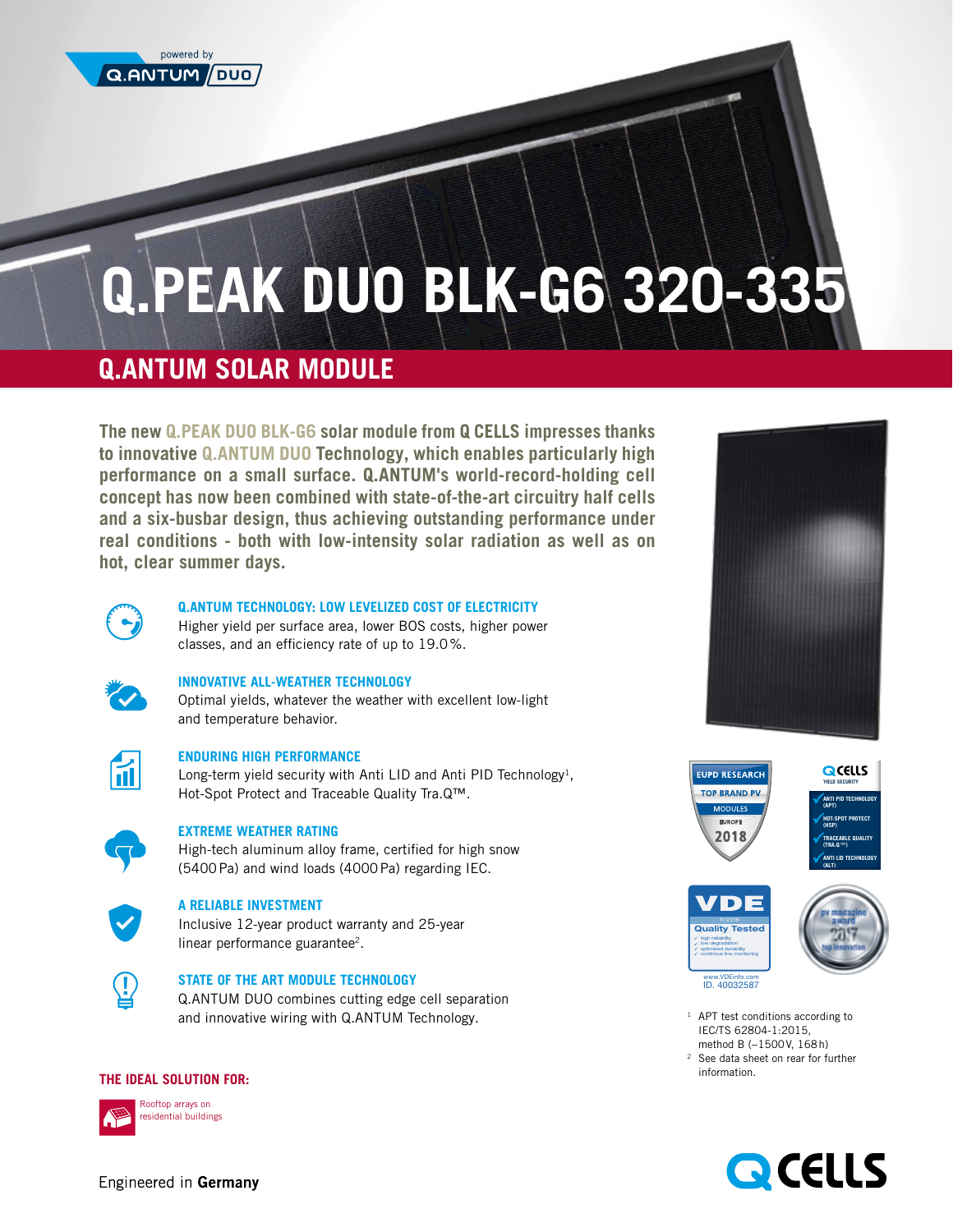powered by Q.ANTUM DUO

# Q.PEAK DUO BLK-G6 320-335

## Q.ANTUM SOLAR MODULE

**The new Q.PEAK DUO BLK-G6 solar module from Q CELLS impresses thanks to innovative Q.ANTUM DUO Technology, which enables particularly high performance on a small surface. Q.ANTUM's world-record-holding cell concept has now been combined with state-of-the-art circuitry half cells and a six-busbar design, thus achieving outstanding performance under real conditions - both with low-intensity solar radiation as well as on hot, clear summer days.**

### Q.ANTUM TECHNOLOGY: LOW LEVELIZED COST OF ELECTRICITY

Higher yield per surface area, lower BOS costs, higher power classes, and an efficiency rate of up to 19.0%.

### INNOVATIVE ALL-WEATHER TECHNOLOGY

Optimal yields, whatever the weather with excellent low-light and temperature behavior.

### ENDURING HIGH PERFORMANCE

Long-term yield security with Anti LID and Anti PID Technology[1], Hot-Spot Protect and Traceable Quality Tra.Q™.

### EXTREME WEATHER RATING

High-tech aluminum alloy frame, certified for high snow (5400 Pa) and wind loads (4000 Pa) regarding IEC.

### A RELIABLE INVESTMENT

Inclusive 12-year product warranty and 25-year linear performance guarantee[2].

### STATE OF THE ART MODULE TECHNOLOGY

Q.ANTUM DUO combines cutting edge cell separation and innovative wiring with Q.ANTUM Technology.

EUPD RESEARCH – TOP BRAND PV – MODULES – EUROPE – 2018

Q CELLS YIELD SECURITY
- ANTI PID TECHNOLOGY (APT)
- HOT-SPOT PROTECT (HSP)
- TRACEABLE QUALITY (TRA.Q™)
- ANTI LID TECHNOLOGY (ALT)

VDE Quality Tested – 11/2016 – high reliability, low degradation, optimized durability, continuous line monitoring – www.VDEinfo.com ID. 40032587

pv magazine award 2017 top innovation

[1] APT test conditions according to IEC/TS 62804-1:2015, method B (−1500 V, 168 h)

[2] See data sheet on rear for further information.

### THE IDEAL SOLUTION FOR:

Rooftop arrays on residential buildings

Engineered in **Germany**

Q CELLS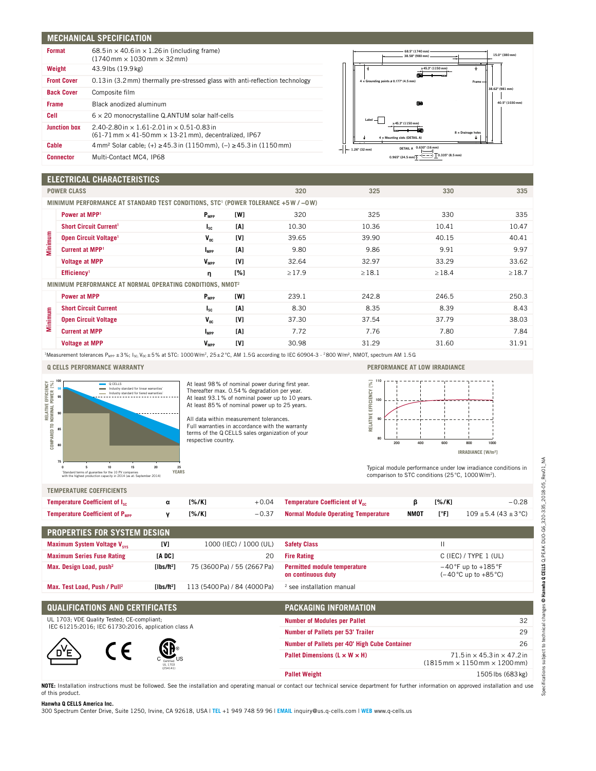## MECHANICAL SPECIFICATION

| | |
|---|---|
| **Format** | 68.5 in × 40.6 in × 1.26 in (including frame) (1740 mm × 1030 mm × 32 mm) |
| **Weight** | 43.9 lbs (19.9 kg) |
| **Front Cover** | 0.13 in (3.2 mm) thermally pre-stressed glass with anti-reflection technology |
| **Back Cover** | Composite film |
| **Frame** | Black anodized aluminum |
| **Cell** | 6 × 20 monocrystalline Q.ANTUM solar half-cells |
| **Junction box** | 2.40-2.80 in × 1.61-2.01 in × 0.51-0.83 in (61-71 mm × 41-50 mm × 13-21 mm), decentralized, IP67 |
| **Cable** | 4 mm² Solar cable; (+) ≥45.3 in (1150 mm), (–) ≥45.3 in (1150 mm) |
| **Connector** | Multi-Contact MC4, IP68 |

68.5" (1740 mm)
38.58" (980 mm)
15.0" (380 mm)
≥45.3" (1150 mm)
4 × Grounding points ø 0.177" (4.5 mm)
Frame
38.62" (981 mm)
40.5" (1030 mm)
Label
≥45.3" (1150 mm)
8 × Drainage holes
4 × Mounting slots (DETAIL A)
1.26" (32 mm)
DETAIL A 0.630" (16 mm)
0.965" (24.5 mm)
0.335" (8.5 mm)

## ELECTRICAL CHARACTERISTICS

| POWER CLASS | | | | 320 | 325 | 330 | 335 |
|---|---|---|---|---|---|---|---|
| **MINIMUM PERFORMANCE AT STANDARD TEST CONDITIONS, STC[1] (POWER TOLERANCE +5 W / −0 W)** | | | | | | | |
| Minimum | Power at MPP[1] | $P_{MPP}$ | [W] | 320 | 325 | 330 | 335 |
| | Short Circuit Current[1] | $I_{SC}$ | [A] | 10.30 | 10.36 | 10.41 | 10.47 |
| | Open Circuit Voltage[1] | $V_{OC}$ | [V] | 39.65 | 39.90 | 40.15 | 40.41 |
| | Current at MPP[1] | $I_{MPP}$ | [A] | 9.80 | 9.86 | 9.91 | 9.97 |
| | Voltage at MPP | $V_{MPP}$ | [V] | 32.64 | 32.97 | 33.29 | 33.62 |
| | Efficiency[1] | η | [%] | ≥17.9 | ≥18.1 | ≥18.4 | ≥18.7 |
| **MINIMUM PERFORMANCE AT NORMAL OPERATING CONDITIONS, NMOT[2]** | | | | | | | |
| Minimum | Power at MPP | $P_{MPP}$ | [W] | 239.1 | 242.8 | 246.5 | 250.3 |
| | Short Circuit Current | $I_{SC}$ | [A] | 8.30 | 8.35 | 8.39 | 8.43 |
| | Open Circuit Voltage | $V_{OC}$ | [V] | 37.30 | 37.54 | 37.79 | 38.03 |
| | Current at MPP | $I_{MPP}$ | [A] | 7.72 | 7.76 | 7.80 | 7.84 |
| | Voltage at MPP | $V_{MPP}$ | [V] | 30.98 | 31.29 | 31.60 | 31.91 |

[1]Measurement tolerances $P_{MPP}$ ±3%; $I_{SC}$; $V_{OC}$ ±5% at STC: 1000 W/m², 25±2 °C, AM 1.5G according to IEC 60904-3 · [2]800 W/m², NMOT, spectrum AM 1.5G

### Q CELLS PERFORMANCE WARRANTY

RELATIVE EFFICIENCY COMPARED TO NOMINAL POWER [%]
100
98
95
90
85
80
75
0 5 10 15 20 25
YEARS
Q CELLS
Industry standard for linear warranties*
Industry standard for tiered warranties*
*Standard terms of guarantee for the 10 PV companies with the highest production capacity in 2014 (as at: September 2014)

At least 98 % of nominal power during first year. Thereafter max. 0.54 % degradation per year. At least 93.1 % of nominal power up to 10 years. At least 85 % of nominal power up to 25 years.

All data within measurement tolerances. Full warranties in accordance with the warranty terms of the Q CELLS sales organization of your respective country.

### PERFORMANCE AT LOW IRRADIANCE

RELATIVE EFFICIENCY [%]
110
100
90
80
200 400 600 800 1000
IRRADIANCE [W/m²]

Typical module performance under low irradiance conditions in comparison to STC conditions (25 °C, 1000 W/m²).

### TEMPERATURE COEFFICIENTS

| | | | | | | | |
|---|---|---|---|---|---|---|---|
| Temperature Coefficient of $I_{SC}$ | α | [%/K] | +0.04 | Temperature Coefficient of $V_{OC}$ | β | [%/K] | −0.28 |
| Temperature Coefficient of $P_{MPP}$ | γ | [%/K] | −0.37 | Normal Module Operating Temperature | NMOT | [°F] | 109 ±5.4 (43 ±3 °C) |

## PROPERTIES FOR SYSTEM DESIGN

| | | | | |
|---|---|---|---|---|
| Maximum System Voltage $V_{SYS}$ | [V] | 1000 (IEC) / 1000 (UL) | Safety Class | II |
| Maximum Series Fuse Rating | [A DC] | 20 | Fire Rating | C (IEC) / TYPE 1 (UL) |
| Max. Design Load, push[2] | [lbs/ft²] | 75 (3600 Pa) / 55 (2667 Pa) | Permitted module temperature on continuous duty | −40 °F up to +185 °F (−40 °C up to +85 °C) |
| Max. Test Load, Push / Pull[2] | [lbs/ft²] | 113 (5400 Pa) / 84 (4000 Pa) | [2] see installation manual | |

## QUALIFICATIONS AND CERTIFICATES

UL 1703; VDE Quality Tested; CE-compliant; IEC 61215:2016; IEC 61730:2016, application class A

C US Certified UL 1703 (254141)

## PACKAGING INFORMATION

| | |
|---|---|
| Number of Modules per Pallet | 32 |
| Number of Pallets per 53' Trailer | 29 |
| Number of Pallets per 40' High Cube Container | 26 |
| Pallet Dimensions (L × W × H) | 71.5 in × 45.3 in × 47.2 in (1815 mm × 1150 mm × 1200 mm) |
| Pallet Weight | 1505 lbs (683 kg) |

**NOTE:** Installation instructions must be followed. See the installation and operating manual or contact our technical service department for further information on approved installation and use of this product.

**Hanwha Q CELLS America Inc.**
300 Spectrum Center Drive, Suite 1250, Irvine, CA 92618, USA | **TEL** +1 949 748 59 96 | **EMAIL** inquiry@us.q-cells.com | **WEB** www.q-cells.us

Specifications subject to technical changes © **Hanwha Q CELLS** Q.PEAK DUO-G6_320-335_2018-05_Rev01_NA